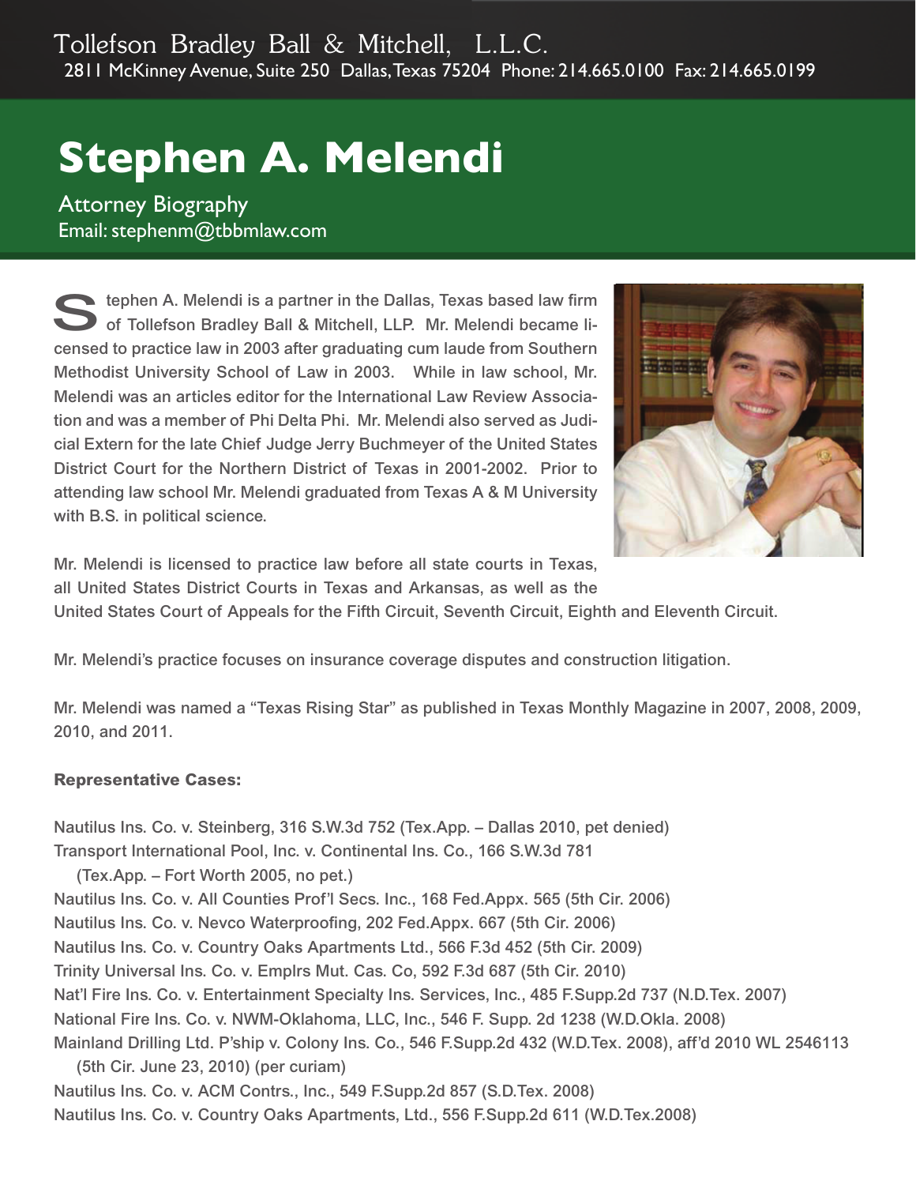Tollefson Bradley Ball & Mitchell, L.L.C.
2811 McKinney Avenue, Suite 250 Dallas, Texas 75204 Phone: 214.665.0100 Fax: 214.665.0199

# Stephen A. Melendi

Attorney Biography
Email: stephenm@tbbmlaw.com

Stephen A. Melendi is a partner in the Dallas, Texas based law firm of Tollefson Bradley Ball & Mitchell, LLP. Mr. Melendi became licensed to practice law in 2003 after graduating cum laude from Southern Methodist University School of Law in 2003. While in law school, Mr. Melendi was an articles editor for the International Law Review Association and was a member of Phi Delta Phi. Mr. Melendi also served as Judicial Extern for the late Chief Judge Jerry Buchmeyer of the United States District Court for the Northern District of Texas in 2001-2002. Prior to attending law school Mr. Melendi graduated from Texas A & M University with B.S. in political science.

Mr. Melendi is licensed to practice law before all state courts in Texas, all United States District Courts in Texas and Arkansas, as well as the United States Court of Appeals for the Fifth Circuit, Seventh Circuit, Eighth and Eleventh Circuit.

Mr. Melendi's practice focuses on insurance coverage disputes and construction litigation.

Mr. Melendi was named a "Texas Rising Star" as published in Texas Monthly Magazine in 2007, 2008, 2009, 2010, and 2011.

### Representative Cases:

Nautilus Ins. Co. v. Steinberg, 316 S.W.3d 752 (Tex.App. – Dallas 2010, pet denied)
Transport International Pool, Inc. v. Continental Ins. Co., 166 S.W.3d 781
(Tex.App. – Fort Worth 2005, no pet.)
Nautilus Ins. Co. v. All Counties Prof'l Secs. Inc., 168 Fed.Appx. 565 (5th Cir. 2006)
Nautilus Ins. Co. v. Nevco Waterproofing, 202 Fed.Appx. 667 (5th Cir. 2006)
Nautilus Ins. Co. v. Country Oaks Apartments Ltd., 566 F.3d 452 (5th Cir. 2009)
Trinity Universal Ins. Co. v. Emplrs Mut. Cas. Co, 592 F.3d 687 (5th Cir. 2010)
Nat'l Fire Ins. Co. v. Entertainment Specialty Ins. Services, Inc., 485 F.Supp.2d 737 (N.D.Tex. 2007)
National Fire Ins. Co. v. NWM-Oklahoma, LLC, Inc., 546 F. Supp. 2d 1238 (W.D.Okla. 2008)
Mainland Drilling Ltd. P'ship v. Colony Ins. Co., 546 F.Supp.2d 432 (W.D.Tex. 2008), aff'd 2010 WL 2546113
(5th Cir. June 23, 2010) (per curiam)
Nautilus Ins. Co. v. ACM Contrs., Inc., 549 F.Supp.2d 857 (S.D.Tex. 2008)
Nautilus Ins. Co. v. Country Oaks Apartments, Ltd., 556 F.Supp.2d 611 (W.D.Tex.2008)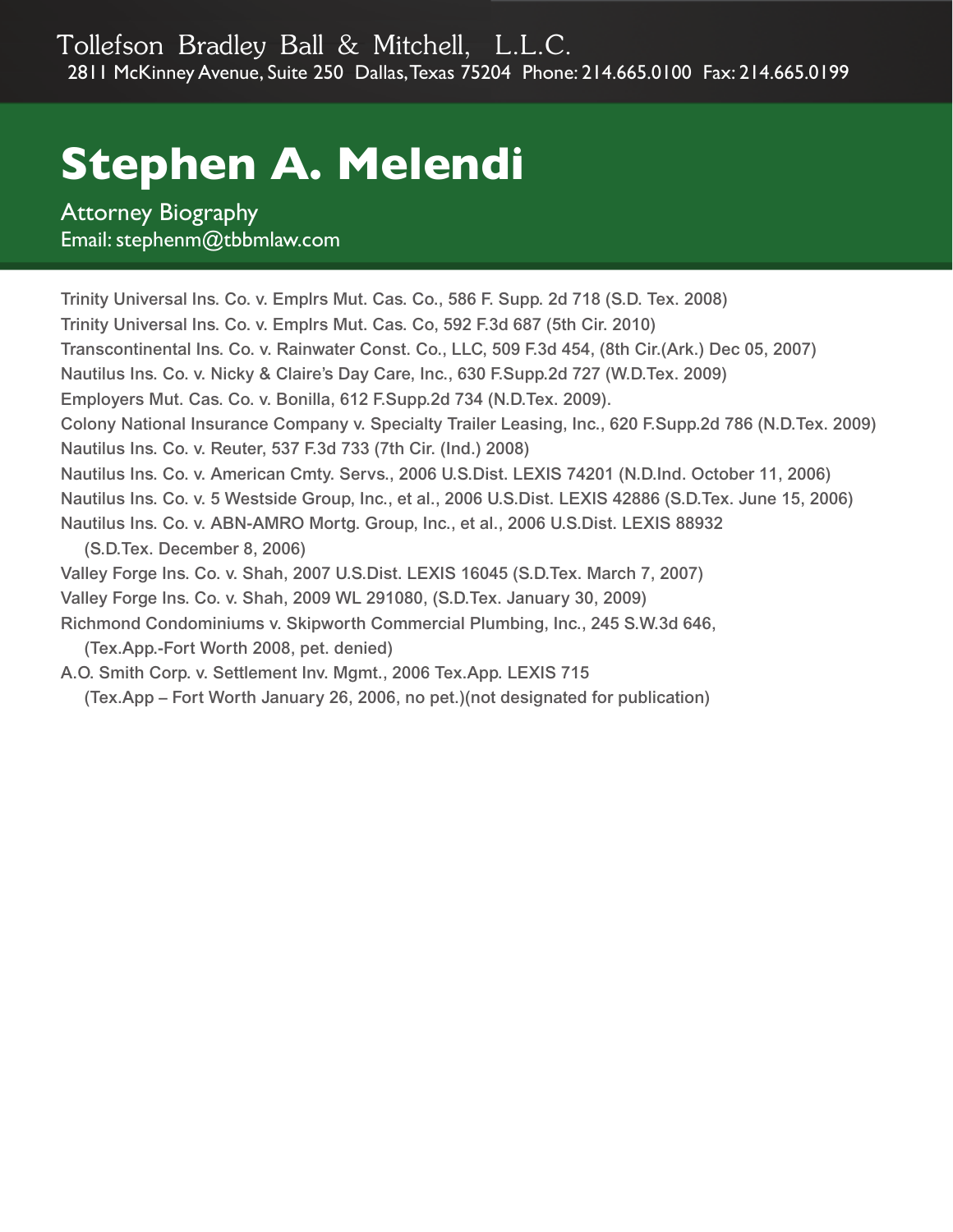Tollefson Bradley Ball & Mitchell, L.L.C.
2811 McKinney Avenue, Suite 250 Dallas, Texas 75204 Phone: 214.665.0100 Fax: 214.665.0199

# Stephen A. Melendi

Attorney Biography
Email: stephenm@tbbmlaw.com

Trinity Universal Ins. Co. v. Emplrs Mut. Cas. Co., 586 F. Supp. 2d 718 (S.D. Tex. 2008)
Trinity Universal Ins. Co. v. Emplrs Mut. Cas. Co, 592 F.3d 687 (5th Cir. 2010)
Transcontinental Ins. Co. v. Rainwater Const. Co., LLC, 509 F.3d 454, (8th Cir.(Ark.) Dec 05, 2007)
Nautilus Ins. Co. v. Nicky & Claire's Day Care, Inc., 630 F.Supp.2d 727 (W.D.Tex. 2009)
Employers Mut. Cas. Co. v. Bonilla, 612 F.Supp.2d 734 (N.D.Tex. 2009).
Colony National Insurance Company v. Specialty Trailer Leasing, Inc., 620 F.Supp.2d 786 (N.D.Tex. 2009)
Nautilus Ins. Co. v. Reuter, 537 F.3d 733 (7th Cir. (Ind.) 2008)
Nautilus Ins. Co. v. American Cmty. Servs., 2006 U.S.Dist. LEXIS 74201 (N.D.Ind. October 11, 2006)
Nautilus Ins. Co. v. 5 Westside Group, Inc., et al., 2006 U.S.Dist. LEXIS 42886 (S.D.Tex. June 15, 2006)
Nautilus Ins. Co. v. ABN-AMRO Mortg. Group, Inc., et al., 2006 U.S.Dist. LEXIS 88932
(S.D.Tex. December 8, 2006)
Valley Forge Ins. Co. v. Shah, 2007 U.S.Dist. LEXIS 16045 (S.D.Tex. March 7, 2007)
Valley Forge Ins. Co. v. Shah, 2009 WL 291080, (S.D.Tex. January 30, 2009)
Richmond Condominiums v. Skipworth Commercial Plumbing, Inc., 245 S.W.3d 646,
(Tex.App.-Fort Worth 2008, pet. denied)
A.O. Smith Corp. v. Settlement Inv. Mgmt., 2006 Tex.App. LEXIS 715
(Tex.App – Fort Worth January 26, 2006, no pet.)(not designated for publication)